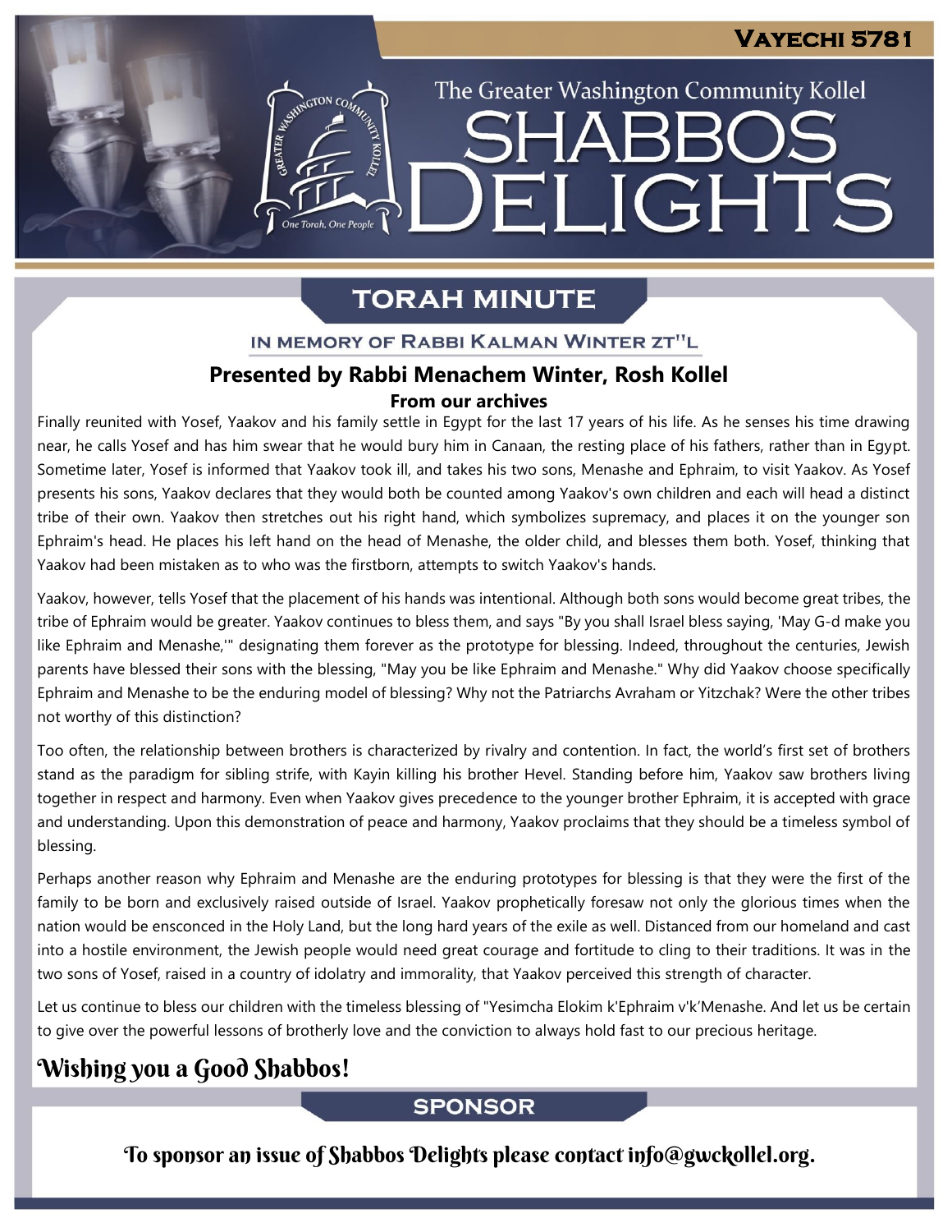# Vayechi 5781

## The Greater Washington Community Kollel

# SHABBOS DELIGHTS

## TORAH MINUTE

### IN MEMORY OF RABBI KALMAN WINTER ZT"L

### Presented by Rabbi Menachem Winter, Rosh Kollel

**From our archives**

Finally reunited with Yosef, Yaakov and his family settle in Egypt for the last 17 years of his life. As he senses his time drawing near, he calls Yosef and has him swear that he would bury him in Canaan, the resting place of his fathers, rather than in Egypt. Sometime later, Yosef is informed that Yaakov took ill, and takes his two sons, Menashe and Ephraim, to visit Yaakov. As Yosef presents his sons, Yaakov declares that they would both be counted among Yaakov's own children and each will head a distinct tribe of their own. Yaakov then stretches out his right hand, which symbolizes supremacy, and places it on the younger son Ephraim's head. He places his left hand on the head of Menashe, the older child, and blesses them both. Yosef, thinking that Yaakov had been mistaken as to who was the firstborn, attempts to switch Yaakov's hands.

Yaakov, however, tells Yosef that the placement of his hands was intentional. Although both sons would become great tribes, the tribe of Ephraim would be greater. Yaakov continues to bless them, and says "By you shall Israel bless saying, 'May G-d make you like Ephraim and Menashe,'" designating them forever as the prototype for blessing. Indeed, throughout the centuries, Jewish parents have blessed their sons with the blessing, "May you be like Ephraim and Menashe." Why did Yaakov choose specifically Ephraim and Menashe to be the enduring model of blessing? Why not the Patriarchs Avraham or Yitzchak? Were the other tribes not worthy of this distinction?

Too often, the relationship between brothers is characterized by rivalry and contention. In fact, the world's first set of brothers stand as the paradigm for sibling strife, with Kayin killing his brother Hevel. Standing before him, Yaakov saw brothers living together in respect and harmony. Even when Yaakov gives precedence to the younger brother Ephraim, it is accepted with grace and understanding. Upon this demonstration of peace and harmony, Yaakov proclaims that they should be a timeless symbol of blessing.

Perhaps another reason why Ephraim and Menashe are the enduring prototypes for blessing is that they were the first of the family to be born and exclusively raised outside of Israel. Yaakov prophetically foresaw not only the glorious times when the nation would be ensconced in the Holy Land, but the long hard years of the exile as well. Distanced from our homeland and cast into a hostile environment, the Jewish people would need great courage and fortitude to cling to their traditions. It was in the two sons of Yosef, raised in a country of idolatry and immorality, that Yaakov perceived this strength of character.

Let us continue to bless our children with the timeless blessing of "Yesimcha Elokim k'Ephraim v'k'Menashe. And let us be certain to give over the powerful lessons of brotherly love and the conviction to always hold fast to our precious heritage.

## Wishing you a Good Shabbos!

## SPONSOR

To sponsor an issue of Shabbos Delights please contact info@gwckollel.org.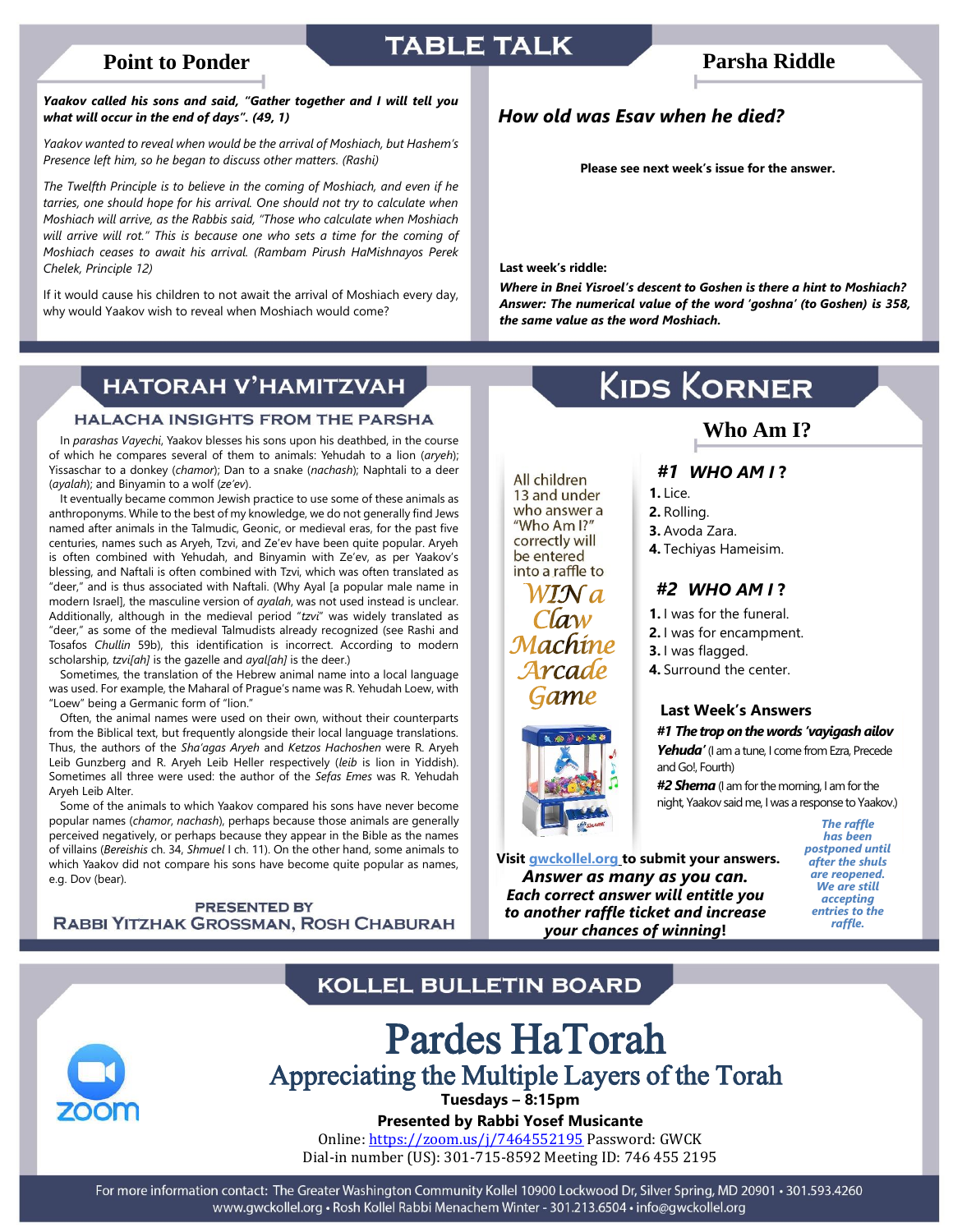# TABLE TALK

## Point to Ponder

***Yaakov called his sons and said, "Gather together and I will tell you what will occur in the end of days". (49, 1)***

*Yaakov wanted to reveal when would be the arrival of Moshiach, but Hashem's Presence left him, so he began to discuss other matters. (Rashi)*

*The Twelfth Principle is to believe in the coming of Moshiach, and even if he tarries, one should hope for his arrival. One should not try to calculate when Moshiach will arrive, as the Rabbis said, "Those who calculate when Moshiach will arrive will rot." This is because one who sets a time for the coming of Moshiach ceases to await his arrival. (Rambam Pirush HaMishnayos Perek Chelek, Principle 12)*

If it would cause his children to not await the arrival of Moshiach every day, why would Yaakov wish to reveal when Moshiach would come?

## Parsha Riddle

***How old was Esav when he died?***

**Please see next week's issue for the answer.**

**Last week's riddle:**

***Where in Bnei Yisroel's descent to Goshen is there a hint to Moshiach? Answer: The numerical value of the word 'goshna' (to Goshen) is 358, the same value as the word Moshiach.***

# HATORAH V'HAMITZVAH

### HALACHA INSIGHTS FROM THE PARSHA

In *parashas Vayechi*, Yaakov blesses his sons upon his deathbed, in the course of which he compares several of them to animals: Yehudah to a lion (*aryeh*); Yissaschar to a donkey (*chamor*); Dan to a snake (*nachash*); Naphtali to a deer (*ayalah*); and Binyamin to a wolf (*ze'ev*).

It eventually became common Jewish practice to use some of these animals as anthroponyms. While to the best of my knowledge, we do not generally find Jews named after animals in the Talmudic, Geonic, or medieval eras, for the past five centuries, names such as Aryeh, Tzvi, and Ze'ev have been quite popular. Aryeh is often combined with Yehudah, and Binyamin with Ze'ev, as per Yaakov's blessing, and Naftali is often combined with Tzvi, which was often translated as "deer," and is thus associated with Naftali. (Why Ayal [a popular male name in modern Israel], the masculine version of *ayalah*, was not used instead is unclear. Additionally, although in the medieval period "*tzvi*" was widely translated as "deer," as some of the medieval Talmudists already recognized (see Rashi and Tosafos *Chullin* 59b), this identification is incorrect. According to modern scholarship, *tzvi[ah]* is the gazelle and *ayal[ah]* is the deer.)

Sometimes, the translation of the Hebrew animal name into a local language was used. For example, the Maharal of Prague's name was R. Yehudah Loew, with "Loew" being a Germanic form of "lion."

Often, the animal names were used on their own, without their counterparts from the Biblical text, but frequently alongside their local language translations. Thus, the authors of the *Sha'agas Aryeh* and *Ketzos Hachoshen* were R. Aryeh Leib Gunzberg and R. Aryeh Leib Heller respectively (*leib* is lion in Yiddish). Sometimes all three were used: the author of the *Sefas Emes* was R. Yehudah Aryeh Leib Alter.

Some of the animals to which Yaakov compared his sons have never become popular names (*chamor, nachash*), perhaps because those animals are generally perceived negatively, or perhaps because they appear in the Bible as the names of villains (*Bereishis* ch. 34, *Shmuel* I ch. 11). On the other hand, some animals to which Yaakov did not compare his sons have become quite popular as names, e.g. Dov (bear).

PRESENTED BY
RABBI YITZHAK GROSSMAN, ROSH CHABURAH

# KIDS KORNER

## Who Am I?

All children 13 and under who answer a "Who Am I?" correctly will be entered into a raffle to

*WIN a Claw Machine Arcade Game*

### #1 WHO AM I ?

1. Lice.
2. Rolling.
3. Avoda Zara.
4. Techiyas Hameisim.

### #2 WHO AM I ?

1. I was for the funeral.
2. I was for encampment.
3. I was flagged.
4. Surround the center.

### Last Week's Answers

***#1 The trop on the words 'vayigash ailov Yehuda'*** (I am a tune, I come from Ezra, Precede and Go!, Fourth)

***#2 Shema*** (I am for the morning, I am for the night, Yaakov said me, I was a response to Yaakov.)

**Visit gwckollel.org to submit your answers.**
***Answer as many as you can. Each correct answer will entitle you to another raffle ticket and increase your chances of winning!***

*The raffle has been postponed until after the shuls are reopened. We are still accepting entries to the raffle.*

# KOLLEL BULLETIN BOARD

# Pardes HaTorah
## Appreciating the Multiple Layers of the Torah

**Tuesdays – 8:15pm**

**Presented by Rabbi Yosef Musicante**

Online: https://zoom.us/j/7464552195 Password: GWCK
Dial-in number (US): 301-715-8592 Meeting ID: 746 455 2195

For more information contact: The Greater Washington Community Kollel 10900 Lockwood Dr, Silver Spring, MD 20901 • 301.593.4260
www.gwckollel.org • Rosh Kollel Rabbi Menachem Winter - 301.213.6504 • info@gwckollel.org